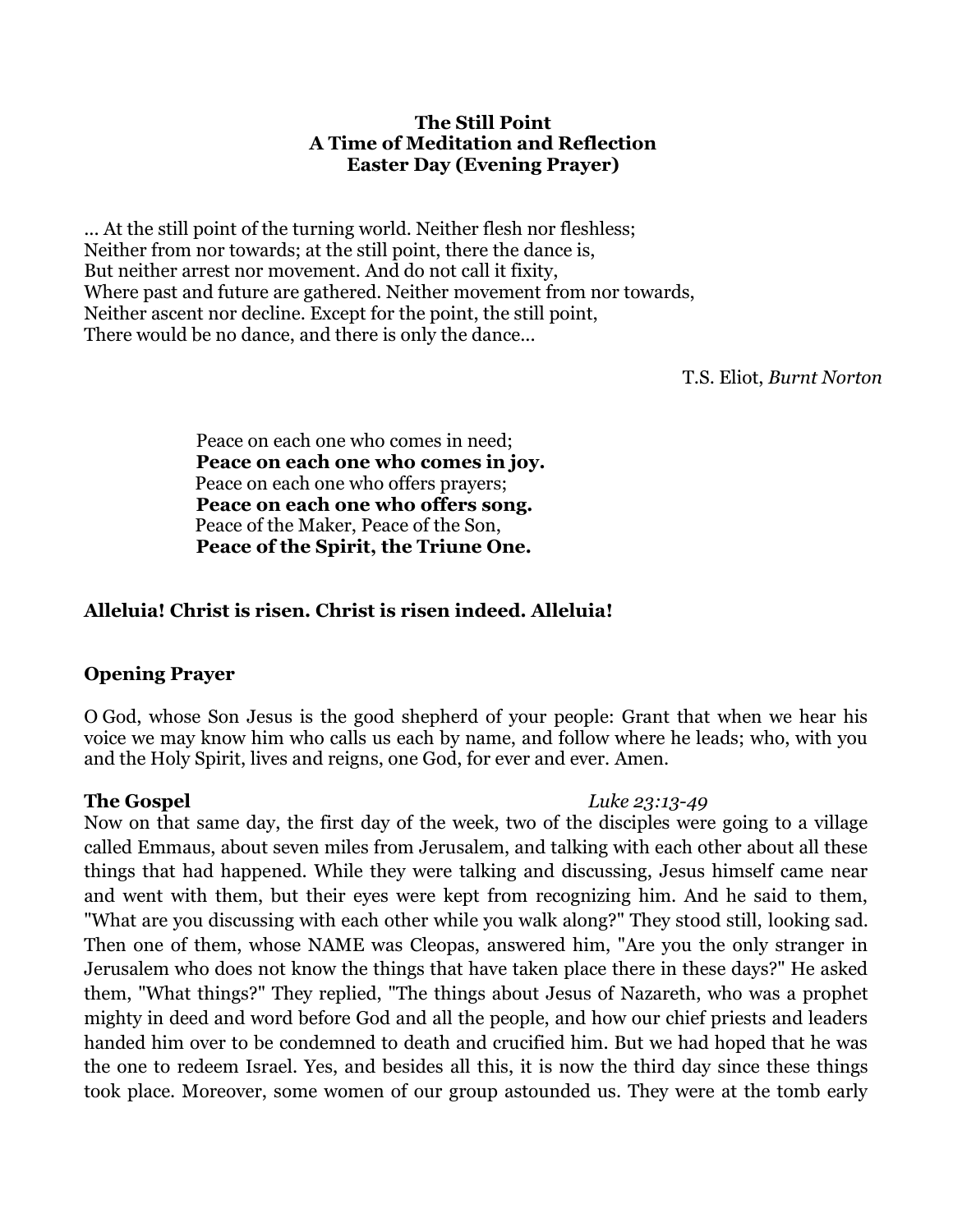**The Still Point**
**A Time of Meditation and Reflection**
**Easter Day (Evening Prayer)**

... At the still point of the turning world. Neither flesh nor fleshless;
Neither from nor towards; at the still point, there the dance is,
But neither arrest nor movement. And do not call it fixity,
Where past and future are gathered. Neither movement from nor towards,
Neither ascent nor decline. Except for the point, the still point,
There would be no dance, and there is only the dance...

T.S. Eliot, *Burnt Norton*

Peace on each one who comes in need;
**Peace on each one who comes in joy.**
Peace on each one who offers prayers;
**Peace on each one who offers song.**
Peace of the Maker, Peace of the Son,
**Peace of the Spirit, the Triune One.**

**Alleluia! Christ is risen. Christ is risen indeed. Alleluia!**

**Opening Prayer**

O God, whose Son Jesus is the good shepherd of your people: Grant that when we hear his voice we may know him who calls us each by name, and follow where he leads; who, with you and the Holy Spirit, lives and reigns, one God, for ever and ever. Amen.

**The Gospel** *Luke 23:13-49*

Now on that same day, the first day of the week, two of the disciples were going to a village called Emmaus, about seven miles from Jerusalem, and talking with each other about all these things that had happened. While they were talking and discussing, Jesus himself came near and went with them, but their eyes were kept from recognizing him. And he said to them, "What are you discussing with each other while you walk along?" They stood still, looking sad. Then one of them, whose NAME was Cleopas, answered him, "Are you the only stranger in Jerusalem who does not know the things that have taken place there in these days?" He asked them, "What things?" They replied, "The things about Jesus of Nazareth, who was a prophet mighty in deed and word before God and all the people, and how our chief priests and leaders handed him over to be condemned to death and crucified him. But we had hoped that he was the one to redeem Israel. Yes, and besides all this, it is now the third day since these things took place. Moreover, some women of our group astounded us. They were at the tomb early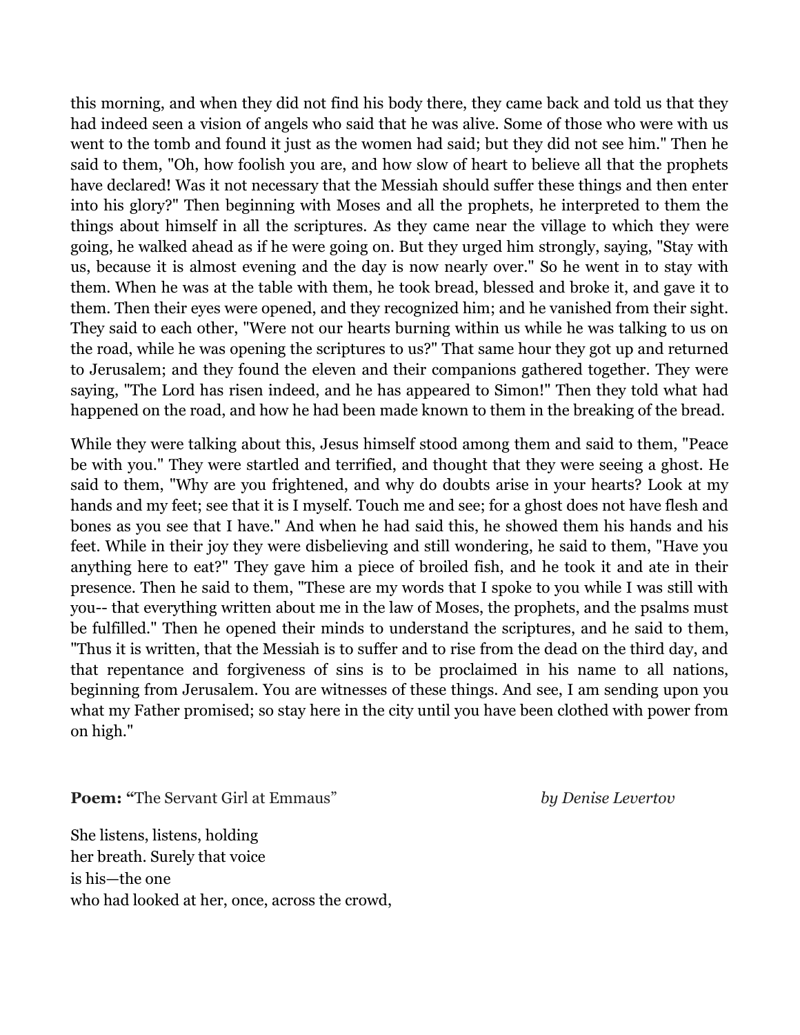this morning, and when they did not find his body there, they came back and told us that they had indeed seen a vision of angels who said that he was alive. Some of those who were with us went to the tomb and found it just as the women had said; but they did not see him." Then he said to them, "Oh, how foolish you are, and how slow of heart to believe all that the prophets have declared! Was it not necessary that the Messiah should suffer these things and then enter into his glory?" Then beginning with Moses and all the prophets, he interpreted to them the things about himself in all the scriptures. As they came near the village to which they were going, he walked ahead as if he were going on. But they urged him strongly, saying, "Stay with us, because it is almost evening and the day is now nearly over." So he went in to stay with them. When he was at the table with them, he took bread, blessed and broke it, and gave it to them. Then their eyes were opened, and they recognized him; and he vanished from their sight. They said to each other, "Were not our hearts burning within us while he was talking to us on the road, while he was opening the scriptures to us?" That same hour they got up and returned to Jerusalem; and they found the eleven and their companions gathered together. They were saying, "The Lord has risen indeed, and he has appeared to Simon!" Then they told what had happened on the road, and how he had been made known to them in the breaking of the bread.

While they were talking about this, Jesus himself stood among them and said to them, "Peace be with you." They were startled and terrified, and thought that they were seeing a ghost. He said to them, "Why are you frightened, and why do doubts arise in your hearts? Look at my hands and my feet; see that it is I myself. Touch me and see; for a ghost does not have flesh and bones as you see that I have." And when he had said this, he showed them his hands and his feet. While in their joy they were disbelieving and still wondering, he said to them, "Have you anything here to eat?" They gave him a piece of broiled fish, and he took it and ate in their presence. Then he said to them, "These are my words that I spoke to you while I was still with you-- that everything written about me in the law of Moses, the prophets, and the psalms must be fulfilled." Then he opened their minds to understand the scriptures, and he said to them, "Thus it is written, that the Messiah is to suffer and to rise from the dead on the third day, and that repentance and forgiveness of sins is to be proclaimed in his name to all nations, beginning from Jerusalem. You are witnesses of these things. And see, I am sending upon you what my Father promised; so stay here in the city until you have been clothed with power from on high."

**Poem: "**The Servant Girl at Emmaus" *by Denise Levertov*

She listens, listens, holding
her breath. Surely that voice
is his—the one
who had looked at her, once, across the crowd,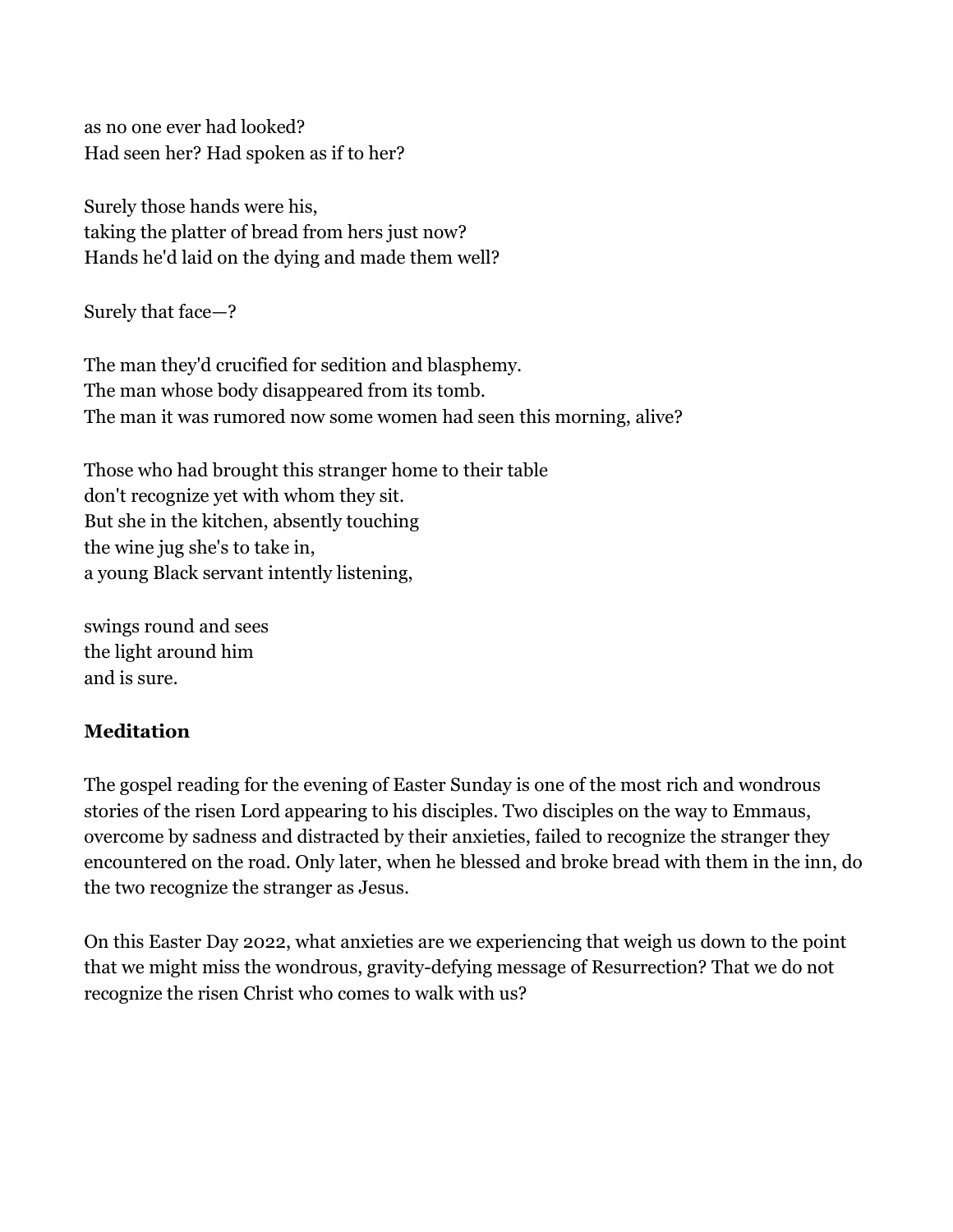as no one ever had looked?
Had seen her? Had spoken as if to her?

Surely those hands were his,
taking the platter of bread from hers just now?
Hands he'd laid on the dying and made them well?

Surely that face—?

The man they'd crucified for sedition and blasphemy.
The man whose body disappeared from its tomb.
The man it was rumored now some women had seen this morning, alive?

Those who had brought this stranger home to their table
don't recognize yet with whom they sit.
But she in the kitchen, absently touching
the wine jug she's to take in,
a young Black servant intently listening,

swings round and sees
the light around him
and is sure.

**Meditation**

The gospel reading for the evening of Easter Sunday is one of the most rich and wondrous stories of the risen Lord appearing to his disciples. Two disciples on the way to Emmaus, overcome by sadness and distracted by their anxieties, failed to recognize the stranger they encountered on the road. Only later, when he blessed and broke bread with them in the inn, do the two recognize the stranger as Jesus.

On this Easter Day 2022, what anxieties are we experiencing that weigh us down to the point that we might miss the wondrous, gravity-defying message of Resurrection? That we do not recognize the risen Christ who comes to walk with us?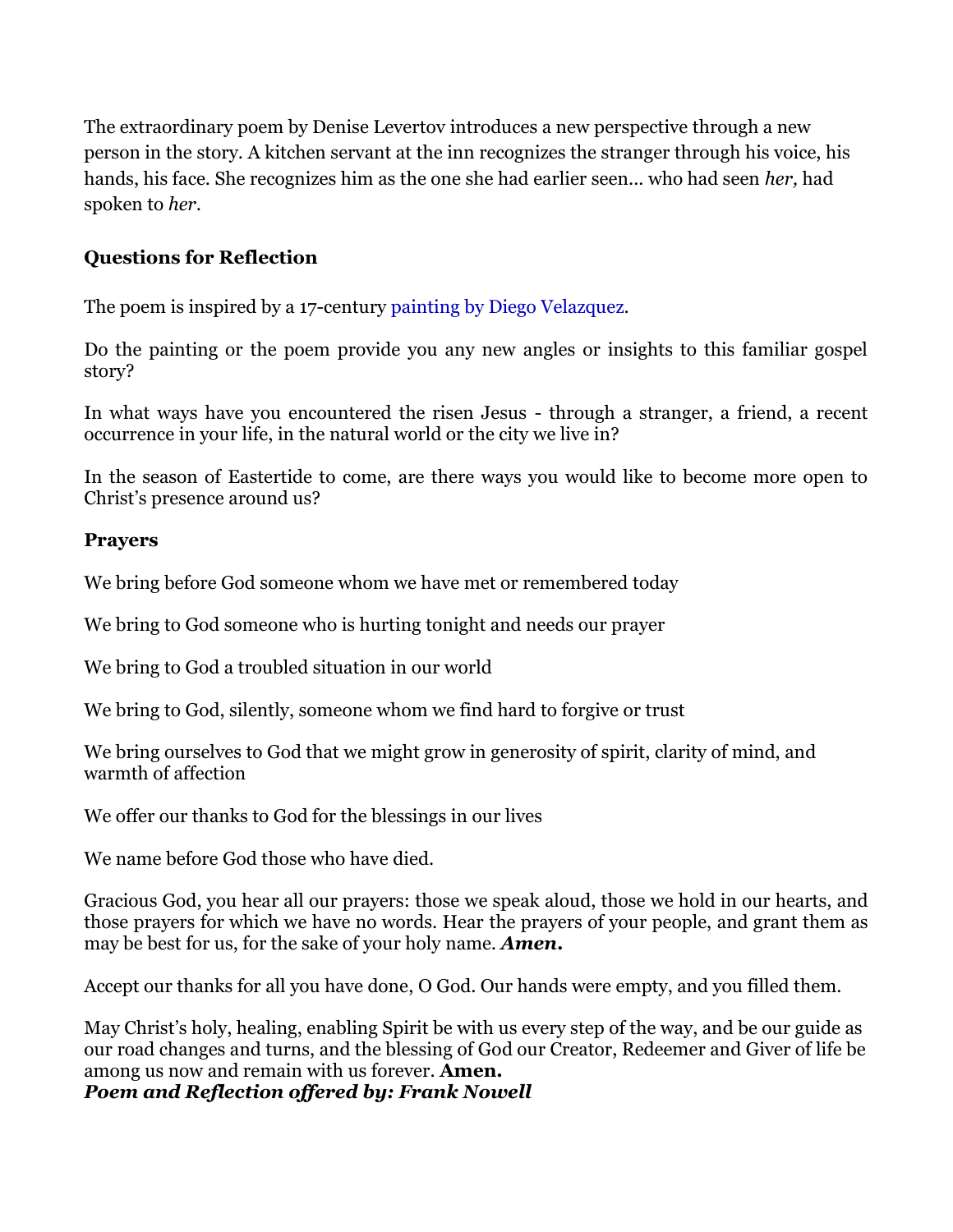The extraordinary poem by Denise Levertov introduces a new perspective through a new person in the story. A kitchen servant at the inn recognizes the stranger through his voice, his hands, his face. She recognizes him as the one she had earlier seen… who had seen *her,* had spoken to *her*.

**Questions for Reflection**

The poem is inspired by a 17-century painting by Diego Velazquez.

Do the painting or the poem provide you any new angles or insights to this familiar gospel story?

In what ways have you encountered the risen Jesus - through a stranger, a friend, a recent occurrence in your life, in the natural world or the city we live in?

In the season of Eastertide to come, are there ways you would like to become more open to Christ's presence around us?

**Prayers**

We bring before God someone whom we have met or remembered today

We bring to God someone who is hurting tonight and needs our prayer

We bring to God a troubled situation in our world

We bring to God, silently, someone whom we find hard to forgive or trust

We bring ourselves to God that we might grow in generosity of spirit, clarity of mind, and warmth of affection

We offer our thanks to God for the blessings in our lives

We name before God those who have died.

Gracious God, you hear all our prayers: those we speak aloud, those we hold in our hearts, and those prayers for which we have no words. Hear the prayers of your people, and grant them as may be best for us, for the sake of your holy name. ***Amen.***

Accept our thanks for all you have done, O God. Our hands were empty, and you filled them.

May Christ's holy, healing, enabling Spirit be with us every step of the way, and be our guide as our road changes and turns, and the blessing of God our Creator, Redeemer and Giver of life be among us now and remain with us forever. **Amen.**

***Poem and Reflection offered by: Frank Nowell***